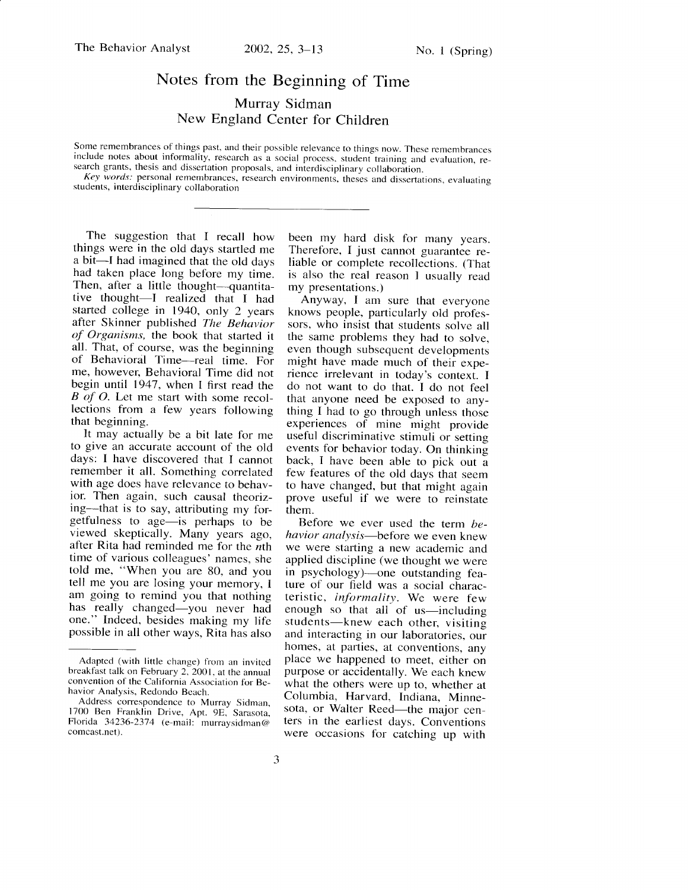# Notes from the Beginning of Time

### Murray Sidman
### New England Center for Children

Some remembrances of things past, and their possible relevance to things now. These remembrances include notes about informality, research as a social process, student training and evaluation, research grants, thesis and dissertation proposals, and interdisciplinary collaboration.

*Key words:* personal remembrances, research environments, theses and dissertations, evaluating students, interdisciplinary collaboration

---

The suggestion that I recall how things were in the old days startled me a bit—I had imagined that the old days had taken place long before my time. Then, after a little thought—quantitative thought—I realized that I had started college in 1940, only 2 years after Skinner published *The Behavior of Organisms,* the book that started it all. That, of course, was the beginning of Behavioral Time—real time. For me, however, Behavioral Time did not begin until 1947, when I first read the *B of O.* Let me start with some recollections from a few years following that beginning.

It may actually be a bit late for me to give an accurate account of the old days: I have discovered that I cannot remember it all. Something correlated with age does have relevance to behavior. Then again, such causal theorizing—that is to say, attributing my forgetfulness to age—is perhaps to be viewed skeptically. Many years ago, after Rita had reminded me for the *n*th time of various colleagues' names, she told me, "When you are 80, and you tell me you are losing your memory, I am going to remind you that nothing has really changed—you never had one." Indeed, besides making my life possible in all other ways, Rita has also been my hard disk for many years. Therefore, I just cannot guarantee reliable or complete recollections. (That is also the real reason I usually read my presentations.)

Anyway, I am sure that everyone knows people, particularly old professors, who insist that students solve all the same problems they had to solve, even though subsequent developments might have made much of their experience irrelevant in today's context. I do not want to do that. I do not feel that anyone need be exposed to anything I had to go through unless those experiences of mine might provide useful discriminative stimuli or setting events for behavior today. On thinking back, I have been able to pick out a few features of the old days that seem to have changed, but that might again prove useful if we were to reinstate them.

Before we ever used the term *behavior analysis*—before we even knew we were starting a new academic and applied discipline (we thought we were in psychology)—one outstanding feature of our field was a social characteristic, *informality.* We were few enough so that all of us—including students—knew each other, visiting and interacting in our laboratories, our homes, at parties, at conventions, any place we happened to meet, either on purpose or accidentally. We each knew what the others were up to, whether at Columbia, Harvard, Indiana, Minnesota, or Walter Reed—the major centers in the earliest days. Conventions were occasions for catching up with

---

Adapted (with little change) from an invited breakfast talk on February 2, 2001, at the annual convention of the California Association for Behavior Analysis, Redondo Beach.

Address correspondence to Murray Sidman, 1700 Ben Franklin Drive, Apt. 9E, Sarasota, Florida 34236-2374 (e-mail: murraysidman@comcast.net).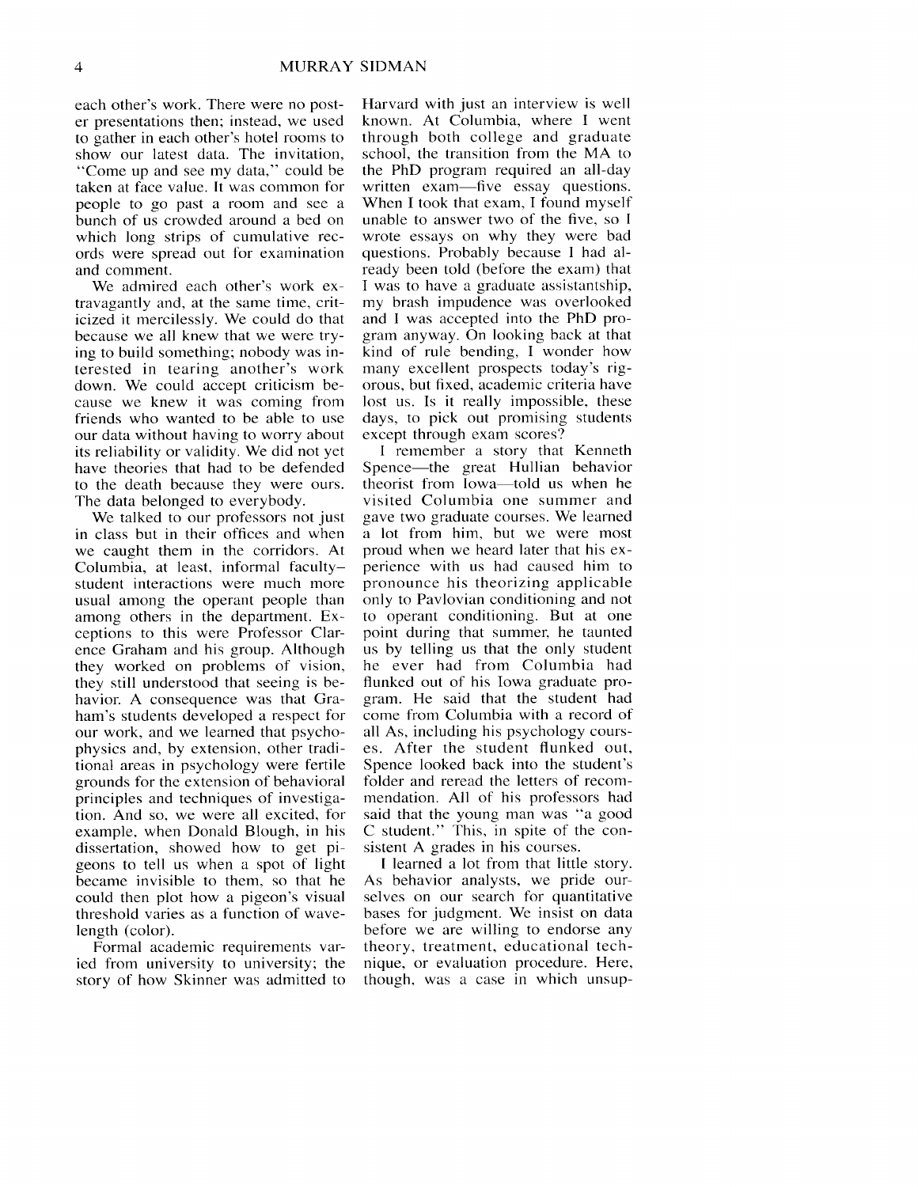each other's work. There were no poster presentations then; instead, we used to gather in each other's hotel rooms to show our latest data. The invitation, "Come up and see my data," could be taken at face value. It was common for people to go past a room and see a bunch of us crowded around a bed on which long strips of cumulative records were spread out for examination and comment.

We admired each other's work extravagantly and, at the same time, criticized it mercilessly. We could do that because we all knew that we were trying to build something; nobody was interested in tearing another's work down. We could accept criticism because we knew it was coming from friends who wanted to be able to use our data without having to worry about its reliability or validity. We did not yet have theories that had to be defended to the death because they were ours. The data belonged to everybody.

We talked to our professors not just in class but in their offices and when we caught them in the corridors. At Columbia, at least, informal faculty–student interactions were much more usual among the operant people than among others in the department. Exceptions to this were Professor Clarence Graham and his group. Although they worked on problems of vision, they still understood that seeing is behavior. A consequence was that Graham's students developed a respect for our work, and we learned that psychophysics and, by extension, other traditional areas in psychology were fertile grounds for the extension of behavioral principles and techniques of investigation. And so, we were all excited, for example, when Donald Blough, in his dissertation, showed how to get pigeons to tell us when a spot of light became invisible to them, so that he could then plot how a pigeon's visual threshold varies as a function of wavelength (color).

Formal academic requirements varied from university to university; the story of how Skinner was admitted to Harvard with just an interview is well known. At Columbia, where I went through both college and graduate school, the transition from the MA to the PhD program required an all-day written exam—five essay questions. When I took that exam, I found myself unable to answer two of the five, so I wrote essays on why they were bad questions. Probably because I had already been told (before the exam) that I was to have a graduate assistantship, my brash impudence was overlooked and I was accepted into the PhD program anyway. On looking back at that kind of rule bending, I wonder how many excellent prospects today's rigorous, but fixed, academic criteria have lost us. Is it really impossible, these days, to pick out promising students except through exam scores?

I remember a story that Kenneth Spence—the great Hullian behavior theorist from Iowa—told us when he visited Columbia one summer and gave two graduate courses. We learned a lot from him, but we were most proud when we heard later that his experience with us had caused him to pronounce his theorizing applicable only to Pavlovian conditioning and not to operant conditioning. But at one point during that summer, he taunted us by telling us that the only student he ever had from Columbia had flunked out of his Iowa graduate program. He said that the student had come from Columbia with a record of all As, including his psychology courses. After the student flunked out, Spence looked back into the student's folder and reread the letters of recommendation. All of his professors had said that the young man was "a good C student." This, in spite of the consistent A grades in his courses.

I learned a lot from that little story. As behavior analysts, we pride ourselves on our search for quantitative bases for judgment. We insist on data before we are willing to endorse any theory, treatment, educational technique, or evaluation procedure. Here, though, was a case in which unsup-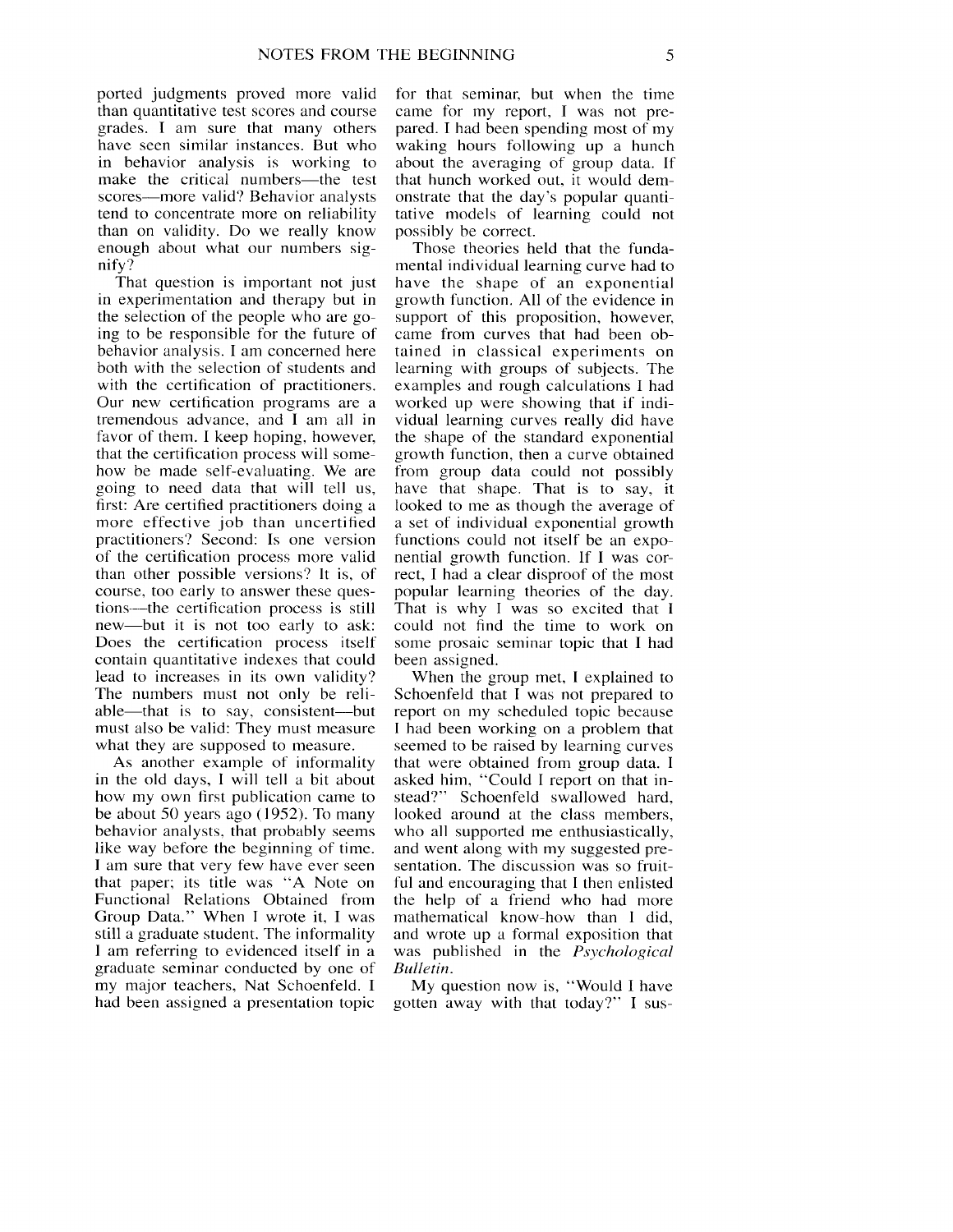ported judgments proved more valid than quantitative test scores and course grades. I am sure that many others have seen similar instances. But who in behavior analysis is working to make the critical numbers—the test scores—more valid? Behavior analysts tend to concentrate more on reliability than on validity. Do we really know enough about what our numbers signify?

That question is important not just in experimentation and therapy but in the selection of the people who are going to be responsible for the future of behavior analysis. I am concerned here both with the selection of students and with the certification of practitioners. Our new certification programs are a tremendous advance, and I am all in favor of them. I keep hoping, however, that the certification process will somehow be made self-evaluating. We are going to need data that will tell us, first: Are certified practitioners doing a more effective job than uncertified practitioners? Second: Is one version of the certification process more valid than other possible versions? It is, of course, too early to answer these questions—the certification process is still new—but it is not too early to ask: Does the certification process itself contain quantitative indexes that could lead to increases in its own validity? The numbers must not only be reliable—that is to say, consistent—but must also be valid: They must measure what they are supposed to measure.

As another example of informality in the old days, I will tell a bit about how my own first publication came to be about 50 years ago (1952). To many behavior analysts, that probably seems like way before the beginning of time. I am sure that very few have ever seen that paper; its title was "A Note on Functional Relations Obtained from Group Data." When I wrote it, I was still a graduate student. The informality I am referring to evidenced itself in a graduate seminar conducted by one of my major teachers, Nat Schoenfeld. I had been assigned a presentation topic for that seminar, but when the time came for my report, I was not prepared. I had been spending most of my waking hours following up a hunch about the averaging of group data. If that hunch worked out, it would demonstrate that the day's popular quantitative models of learning could not possibly be correct.

Those theories held that the fundamental individual learning curve had to have the shape of an exponential growth function. All of the evidence in support of this proposition, however, came from curves that had been obtained in classical experiments on learning with groups of subjects. The examples and rough calculations I had worked up were showing that if individual learning curves really did have the shape of the standard exponential growth function, then a curve obtained from group data could not possibly have that shape. That is to say, it looked to me as though the average of a set of individual exponential growth functions could not itself be an exponential growth function. If I was correct, I had a clear disproof of the most popular learning theories of the day. That is why I was so excited that I could not find the time to work on some prosaic seminar topic that I had been assigned.

When the group met, I explained to Schoenfeld that I was not prepared to report on my scheduled topic because I had been working on a problem that seemed to be raised by learning curves that were obtained from group data. I asked him, "Could I report on that instead?" Schoenfeld swallowed hard, looked around at the class members, who all supported me enthusiastically, and went along with my suggested presentation. The discussion was so fruitful and encouraging that I then enlisted the help of a friend who had more mathematical know-how than I did, and wrote up a formal exposition that was published in the *Psychological Bulletin*.

My question now is, "Would I have gotten away with that today?" I sus-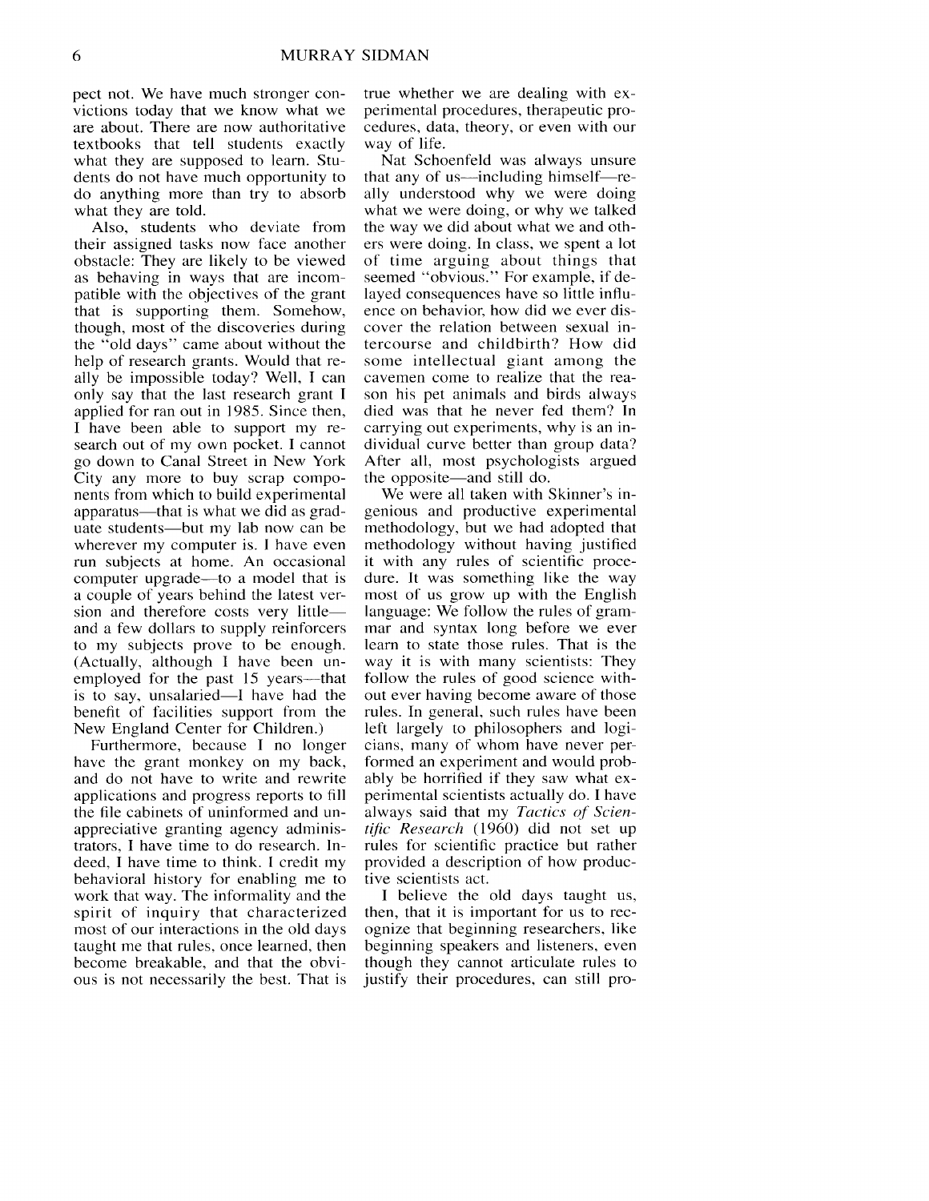pect not. We have much stronger convictions today that we know what we are about. There are now authoritative textbooks that tell students exactly what they are supposed to learn. Students do not have much opportunity to do anything more than try to absorb what they are told.

Also, students who deviate from their assigned tasks now face another obstacle: They are likely to be viewed as behaving in ways that are incompatible with the objectives of the grant that is supporting them. Somehow, though, most of the discoveries during the "old days" came about without the help of research grants. Would that really be impossible today? Well, I can only say that the last research grant I applied for ran out in 1985. Since then, I have been able to support my research out of my own pocket. I cannot go down to Canal Street in New York City any more to buy scrap components from which to build experimental apparatus—that is what we did as graduate students—but my lab now can be wherever my computer is. I have even run subjects at home. An occasional computer upgrade—to a model that is a couple of years behind the latest version and therefore costs very little—and a few dollars to supply reinforcers to my subjects prove to be enough. (Actually, although I have been unemployed for the past 15 years—that is to say, unsalaried—I have had the benefit of facilities support from the New England Center for Children.)

Furthermore, because I no longer have the grant monkey on my back, and do not have to write and rewrite applications and progress reports to fill the file cabinets of uninformed and unappreciative granting agency administrators, I have time to do research. Indeed, I have time to think. I credit my behavioral history for enabling me to work that way. The informality and the spirit of inquiry that characterized most of our interactions in the old days taught me that rules, once learned, then become breakable, and that the obvious is not necessarily the best. That is true whether we are dealing with experimental procedures, therapeutic procedures, data, theory, or even with our way of life.

Nat Schoenfeld was always unsure that any of us—including himself—really understood why we were doing what we were doing, or why we talked the way we did about what we and others were doing. In class, we spent a lot of time arguing about things that seemed "obvious." For example, if delayed consequences have so little influence on behavior, how did we ever discover the relation between sexual intercourse and childbirth? How did some intellectual giant among the cavemen come to realize that the reason his pet animals and birds always died was that he never fed them? In carrying out experiments, why is an individual curve better than group data? After all, most psychologists argued the opposite—and still do.

We were all taken with Skinner's ingenious and productive experimental methodology, but we had adopted that methodology without having justified it with any rules of scientific procedure. It was something like the way most of us grow up with the English language: We follow the rules of grammar and syntax long before we ever learn to state those rules. That is the way it is with many scientists: They follow the rules of good science without ever having become aware of those rules. In general, such rules have been left largely to philosophers and logicians, many of whom have never performed an experiment and would probably be horrified if they saw what experimental scientists actually do. I have always said that my *Tactics of Scientific Research* (1960) did not set up rules for scientific practice but rather provided a description of how productive scientists act.

I believe the old days taught us, then, that it is important for us to recognize that beginning researchers, like beginning speakers and listeners, even though they cannot articulate rules to justify their procedures, can still pro-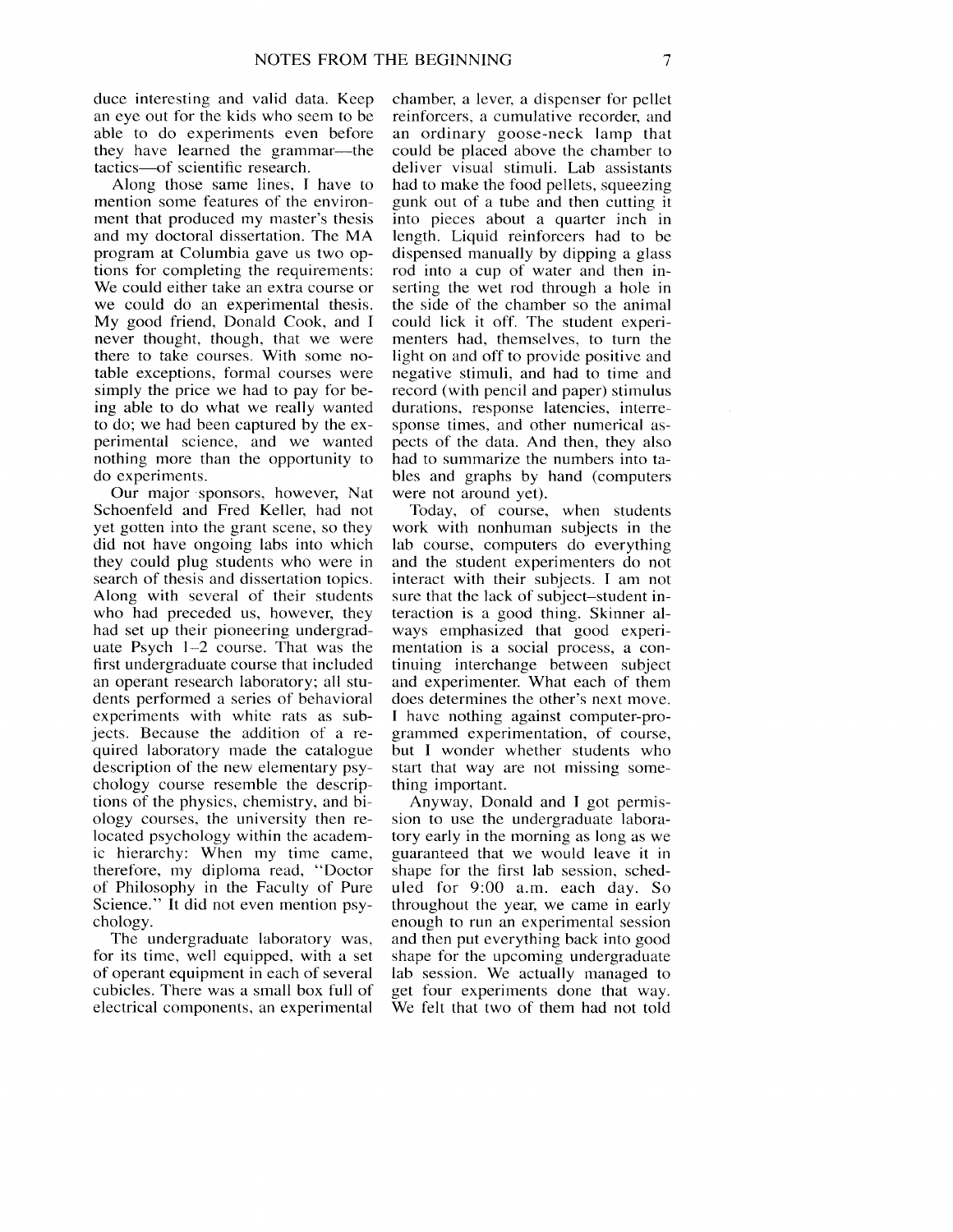duce interesting and valid data. Keep an eye out for the kids who seem to be able to do experiments even before they have learned the grammar—the tactics—of scientific research.

Along those same lines, I have to mention some features of the environment that produced my master's thesis and my doctoral dissertation. The MA program at Columbia gave us two options for completing the requirements: We could either take an extra course or we could do an experimental thesis. My good friend, Donald Cook, and I never thought, though, that we were there to take courses. With some notable exceptions, formal courses were simply the price we had to pay for being able to do what we really wanted to do; we had been captured by the experimental science, and we wanted nothing more than the opportunity to do experiments.

Our major sponsors, however, Nat Schoenfeld and Fred Keller, had not yet gotten into the grant scene, so they did not have ongoing labs into which they could plug students who were in search of thesis and dissertation topics. Along with several of their students who had preceded us, however, they had set up their pioneering undergraduate Psych 1–2 course. That was the first undergraduate course that included an operant research laboratory; all students performed a series of behavioral experiments with white rats as subjects. Because the addition of a required laboratory made the catalogue description of the new elementary psychology course resemble the descriptions of the physics, chemistry, and biology courses, the university then relocated psychology within the academic hierarchy: When my time came, therefore, my diploma read, "Doctor of Philosophy in the Faculty of Pure Science." It did not even mention psychology.

The undergraduate laboratory was, for its time, well equipped, with a set of operant equipment in each of several cubicles. There was a small box full of electrical components, an experimental chamber, a lever, a dispenser for pellet reinforcers, a cumulative recorder, and an ordinary goose-neck lamp that could be placed above the chamber to deliver visual stimuli. Lab assistants had to make the food pellets, squeezing gunk out of a tube and then cutting it into pieces about a quarter inch in length. Liquid reinforcers had to be dispensed manually by dipping a glass rod into a cup of water and then inserting the wet rod through a hole in the side of the chamber so the animal could lick it off. The student experimenters had, themselves, to turn the light on and off to provide positive and negative stimuli, and had to time and record (with pencil and paper) stimulus durations, response latencies, interresponse times, and other numerical aspects of the data. And then, they also had to summarize the numbers into tables and graphs by hand (computers were not around yet).

Today, of course, when students work with nonhuman subjects in the lab course, computers do everything and the student experimenters do not interact with their subjects. I am not sure that the lack of subject–student interaction is a good thing. Skinner always emphasized that good experimentation is a social process, a continuing interchange between subject and experimenter. What each of them does determines the other's next move. I have nothing against computer-programmed experimentation, of course, but I wonder whether students who start that way are not missing something important.

Anyway, Donald and I got permission to use the undergraduate laboratory early in the morning as long as we guaranteed that we would leave it in shape for the first lab session, scheduled for 9:00 a.m. each day. So throughout the year, we came in early enough to run an experimental session and then put everything back into good shape for the upcoming undergraduate lab session. We actually managed to get four experiments done that way. We felt that two of them had not told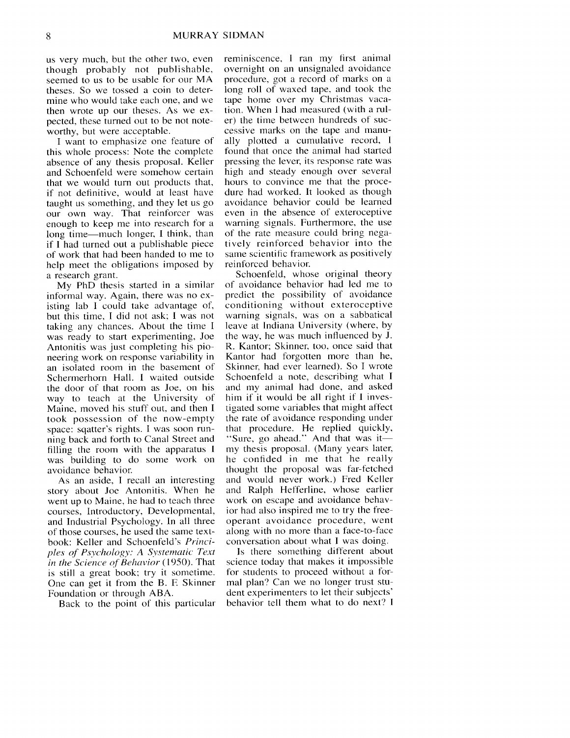us very much, but the other two, even though probably not publishable, seemed to us to be usable for our MA theses. So we tossed a coin to determine who would take each one, and we then wrote up our theses. As we expected, these turned out to be not noteworthy, but were acceptable.

I want to emphasize one feature of this whole process: Note the complete absence of any thesis proposal. Keller and Schoenfeld were somehow certain that we would turn out products that, if not definitive, would at least have taught us something, and they let us go our own way. That reinforcer was enough to keep me into research for a long time—much longer, I think, than if I had turned out a publishable piece of work that had been handed to me to help meet the obligations imposed by a research grant.

My PhD thesis started in a similar informal way. Again, there was no existing lab I could take advantage of, but this time, I did not ask; I was not taking any chances. About the time I was ready to start experimenting, Joe Antonitis was just completing his pioneering work on response variability in an isolated room in the basement of Schermerhorn Hall. I waited outside the door of that room as Joe, on his way to teach at the University of Maine, moved his stuff out, and then I took possession of the now-empty space: sqatter's rights. I was soon running back and forth to Canal Street and filling the room with the apparatus I was building to do some work on avoidance behavior.

As an aside, I recall an interesting story about Joe Antonitis. When he went up to Maine, he had to teach three courses, Introductory, Developmental, and Industrial Psychology. In all three of those courses, he used the same textbook: Keller and Schoenfeld's *Principles of Psychology: A Systematic Text in the Science of Behavior* (1950). That is still a great book; try it sometime. One can get it from the B. F. Skinner Foundation or through ABA.

Back to the point of this particular reminiscence, I ran my first animal overnight on an unsignaled avoidance procedure, got a record of marks on a long roll of waxed tape, and took the tape home over my Christmas vacation. When I had measured (with a ruler) the time between hundreds of successive marks on the tape and manually plotted a cumulative record, I found that once the animal had started pressing the lever, its response rate was high and steady enough over several hours to convince me that the procedure had worked. It looked as though avoidance behavior could be learned even in the absence of exteroceptive warning signals. Furthermore, the use of the rate measure could bring negatively reinforced behavior into the same scientific framework as positively reinforced behavior.

Schoenfeld, whose original theory of avoidance behavior had led me to predict the possibility of avoidance conditioning without exteroceptive warning signals, was on a sabbatical leave at Indiana University (where, by the way, he was much influenced by J. R. Kantor; Skinner, too, once said that Kantor had forgotten more than he, Skinner, had ever learned). So I wrote Schoenfeld a note, describing what I and my animal had done, and asked him if it would be all right if I investigated some variables that might affect the rate of avoidance responding under that procedure. He replied quickly, "Sure, go ahead." And that was it—my thesis proposal. (Many years later, he confided in me that he really thought the proposal was far-fetched and would never work.) Fred Keller and Ralph Hefferline, whose earlier work on escape and avoidance behavior had also inspired me to try the free-operant avoidance procedure, went along with no more than a face-to-face conversation about what I was doing.

Is there something different about science today that makes it impossible for students to proceed without a formal plan? Can we no longer trust student experimenters to let their subjects' behavior tell them what to do next? I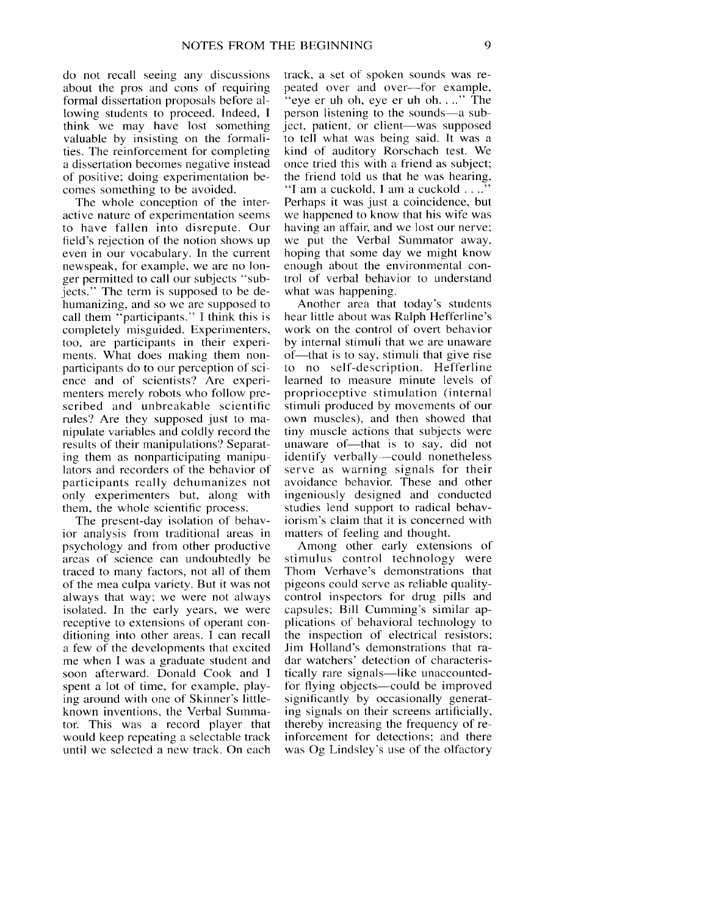do not recall seeing any discussions about the pros and cons of requiring formal dissertation proposals before allowing students to proceed. Indeed, I think we may have lost something valuable by insisting on the formalities. The reinforcement for completing a dissertation becomes negative instead of positive; doing experimentation becomes something to be avoided.

The whole conception of the interactive nature of experimentation seems to have fallen into disrepute. Our field's rejection of the notion shows up even in our vocabulary. In the current newspeak, for example, we are no longer permitted to call our subjects "subjects." The term is supposed to be dehumanizing, and so we are supposed to call them "participants." I think this is completely misguided. Experimenters, too, are participants in their experiments. What does making them nonparticipants do to our perception of science and of scientists? Are experimenters merely robots who follow prescribed and unbreakable scientific rules? Are they supposed just to manipulate variables and coldly record the results of their manipulations? Separating them as nonparticipating manipulators and recorders of the behavior of participants really dehumanizes not only experimenters but, along with them, the whole scientific process.

The present-day isolation of behavior analysis from traditional areas in psychology and from other productive areas of science can undoubtedly be traced to many factors, not all of them of the mea culpa variety. But it was not always that way; we were not always isolated. In the early years, we were receptive to extensions of operant conditioning into other areas. I can recall a few of the developments that excited me when I was a graduate student and soon afterward. Donald Cook and I spent a lot of time, for example, playing around with one of Skinner's little-known inventions, the Verbal Summator. This was a record player that would keep repeating a selectable track until we selected a new track. On each track, a set of spoken sounds was repeated over and over—for example, "eye er uh oh, eye er uh oh. . .." The person listening to the sounds—a subject, patient, or client—was supposed to tell what was being said. It was a kind of auditory Rorschach test. We once tried this with a friend as subject; the friend told us that he was hearing, "I am a cuckold, I am a cuckold . . .." Perhaps it was just a coincidence, but we happened to know that his wife was having an affair, and we lost our nerve; we put the Verbal Summator away, hoping that some day we might know enough about the environmental control of verbal behavior to understand what was happening.

Another area that today's students hear little about was Ralph Hefferline's work on the control of overt behavior by internal stimuli that we are unaware of—that is to say, stimuli that give rise to no self-description. Hefferline learned to measure minute levels of proprioceptive stimulation (internal stimuli produced by movements of our own muscles), and then showed that tiny muscle actions that subjects were unaware of—that is to say, did not identify verbally—could nonetheless serve as warning signals for their avoidance behavior. These and other ingeniously designed and conducted studies lend support to radical behaviorism's claim that it is concerned with matters of feeling and thought.

Among other early extensions of stimulus control technology were Thom Verhave's demonstrations that pigeons could serve as reliable quality-control inspectors for drug pills and capsules; Bill Cumming's similar applications of behavioral technology to the inspection of electrical resistors; Jim Holland's demonstrations that radar watchers' detection of characteristically rare signals—like unaccounted-for flying objects—could be improved significantly by occasionally generating signals on their screens artificially, thereby increasing the frequency of reinforcement for detections; and there was Og Lindsley's use of the olfactory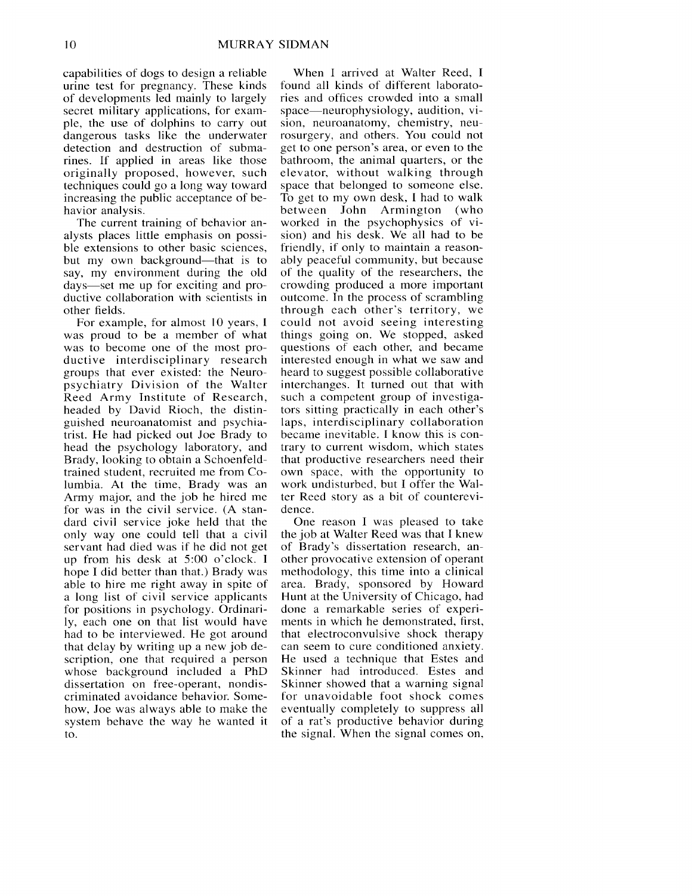capabilities of dogs to design a reliable urine test for pregnancy. These kinds of developments led mainly to largely secret military applications, for example, the use of dolphins to carry out dangerous tasks like the underwater detection and destruction of submarines. If applied in areas like those originally proposed, however, such techniques could go a long way toward increasing the public acceptance of behavior analysis.

The current training of behavior analysts places little emphasis on possible extensions to other basic sciences, but my own background—that is to say, my environment during the old days—set me up for exciting and productive collaboration with scientists in other fields.

For example, for almost 10 years, I was proud to be a member of what was to become one of the most productive interdisciplinary research groups that ever existed: the Neuropsychiatry Division of the Walter Reed Army Institute of Research, headed by David Rioch, the distinguished neuroanatomist and psychiatrist. He had picked out Joe Brady to head the psychology laboratory, and Brady, looking to obtain a Schoenfeld-trained student, recruited me from Columbia. At the time, Brady was an Army major, and the job he hired me for was in the civil service. (A standard civil service joke held that the only way one could tell that a civil servant had died was if he did not get up from his desk at 5:00 o'clock. I hope I did better than that.) Brady was able to hire me right away in spite of a long list of civil service applicants for positions in psychology. Ordinarily, each one on that list would have had to be interviewed. He got around that delay by writing up a new job description, one that required a person whose background included a PhD dissertation on free-operant, nondiscriminated avoidance behavior. Somehow, Joe was always able to make the system behave the way he wanted it to.

When I arrived at Walter Reed, I found all kinds of different laboratories and offices crowded into a small space—neurophysiology, audition, vision, neuroanatomy, chemistry, neurosurgery, and others. You could not get to one person's area, or even to the bathroom, the animal quarters, or the elevator, without walking through space that belonged to someone else. To get to my own desk, I had to walk between John Armington (who worked in the psychophysics of vision) and his desk. We all had to be friendly, if only to maintain a reasonably peaceful community, but because of the quality of the researchers, the crowding produced a more important outcome. In the process of scrambling through each other's territory, we could not avoid seeing interesting things going on. We stopped, asked questions of each other, and became interested enough in what we saw and heard to suggest possible collaborative interchanges. It turned out that with such a competent group of investigators sitting practically in each other's laps, interdisciplinary collaboration became inevitable. I know this is contrary to current wisdom, which states that productive researchers need their own space, with the opportunity to work undisturbed, but I offer the Walter Reed story as a bit of counterevidence.

One reason I was pleased to take the job at Walter Reed was that I knew of Brady's dissertation research, another provocative extension of operant methodology, this time into a clinical area. Brady, sponsored by Howard Hunt at the University of Chicago, had done a remarkable series of experiments in which he demonstrated, first, that electroconvulsive shock therapy can seem to cure conditioned anxiety. He used a technique that Estes and Skinner had introduced. Estes and Skinner showed that a warning signal for unavoidable foot shock comes eventually completely to suppress all of a rat's productive behavior during the signal. When the signal comes on,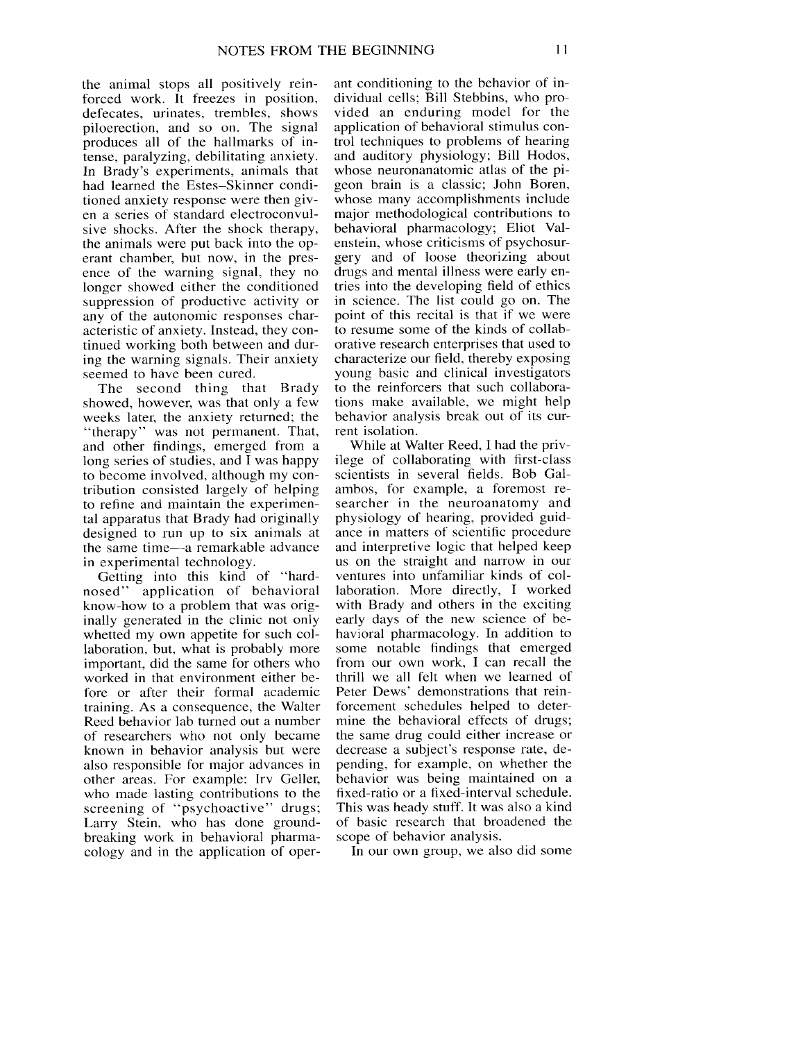the animal stops all positively reinforced work. It freezes in position, defecates, urinates, trembles, shows piloerection, and so on. The signal produces all of the hallmarks of intense, paralyzing, debilitating anxiety. In Brady's experiments, animals that had learned the Estes–Skinner conditioned anxiety response were then given a series of standard electroconvulsive shocks. After the shock therapy, the animals were put back into the operant chamber, but now, in the presence of the warning signal, they no longer showed either the conditioned suppression of productive activity or any of the autonomic responses characteristic of anxiety. Instead, they continued working both between and during the warning signals. Their anxiety seemed to have been cured.

The second thing that Brady showed, however, was that only a few weeks later, the anxiety returned; the "therapy" was not permanent. That, and other findings, emerged from a long series of studies, and I was happy to become involved, although my contribution consisted largely of helping to refine and maintain the experimental apparatus that Brady had originally designed to run up to six animals at the same time—a remarkable advance in experimental technology.

Getting into this kind of "hard-nosed" application of behavioral know-how to a problem that was originally generated in the clinic not only whetted my own appetite for such collaboration, but, what is probably more important, did the same for others who worked in that environment either before or after their formal academic training. As a consequence, the Walter Reed behavior lab turned out a number of researchers who not only became known in behavior analysis but were also responsible for major advances in other areas. For example: Irv Geller, who made lasting contributions to the screening of "psychoactive" drugs; Larry Stein, who has done groundbreaking work in behavioral pharmacology and in the application of operant conditioning to the behavior of individual cells; Bill Stebbins, who provided an enduring model for the application of behavioral stimulus control techniques to problems of hearing and auditory physiology; Bill Hodos, whose neuronanatomic atlas of the pigeon brain is a classic; John Boren, whose many accomplishments include major methodological contributions to behavioral pharmacology; Eliot Valenstein, whose criticisms of psychosurgery and of loose theorizing about drugs and mental illness were early entries into the developing field of ethics in science. The list could go on. The point of this recital is that if we were to resume some of the kinds of collaborative research enterprises that used to characterize our field, thereby exposing young basic and clinical investigators to the reinforcers that such collaborations make available, we might help behavior analysis break out of its current isolation.

While at Walter Reed, I had the privilege of collaborating with first-class scientists in several fields. Bob Galambos, for example, a foremost researcher in the neuroanatomy and physiology of hearing, provided guidance in matters of scientific procedure and interpretive logic that helped keep us on the straight and narrow in our ventures into unfamiliar kinds of collaboration. More directly, I worked with Brady and others in the exciting early days of the new science of behavioral pharmacology. In addition to some notable findings that emerged from our own work, I can recall the thrill we all felt when we learned of Peter Dews' demonstrations that reinforcement schedules helped to determine the behavioral effects of drugs; the same drug could either increase or decrease a subject's response rate, depending, for example, on whether the behavior was being maintained on a fixed-ratio or a fixed-interval schedule. This was heady stuff. It was also a kind of basic research that broadened the scope of behavior analysis.

In our own group, we also did some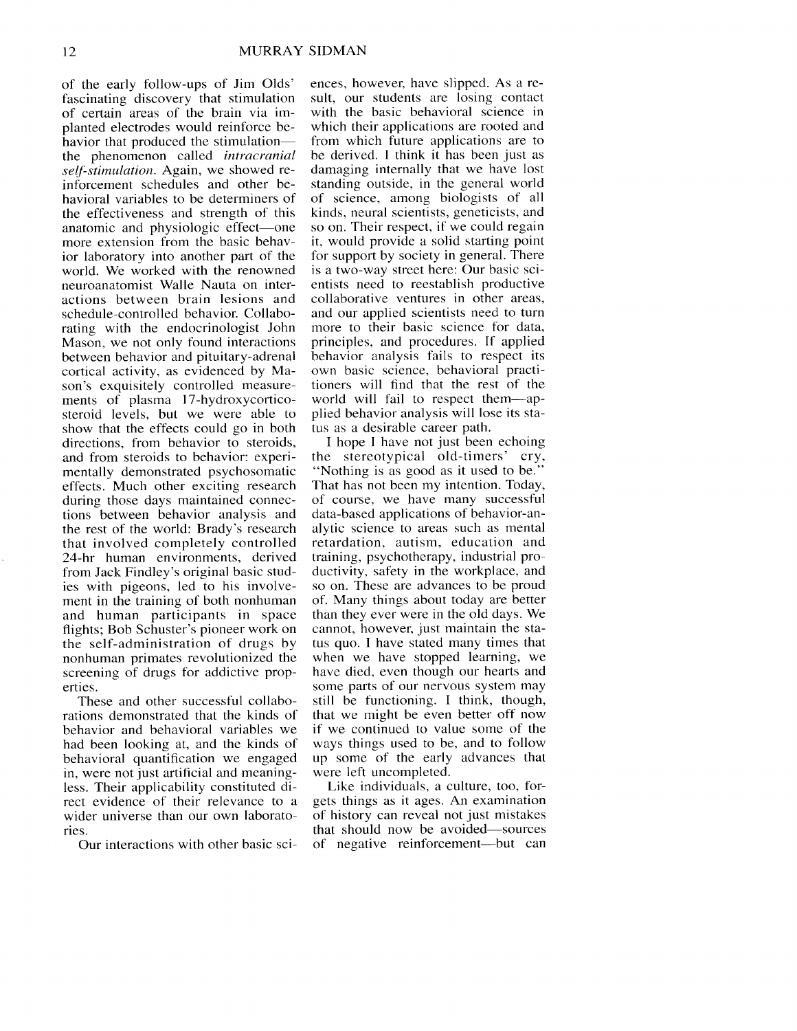of the early follow-ups of Jim Olds' fascinating discovery that stimulation of certain areas of the brain via implanted electrodes would reinforce behavior that produced the stimulation—the phenomenon called *intracranial self-stimulation*. Again, we showed reinforcement schedules and other behavioral variables to be determiners of the effectiveness and strength of this anatomic and physiologic effect—one more extension from the basic behavior laboratory into another part of the world. We worked with the renowned neuroanatomist Walle Nauta on interactions between brain lesions and schedule-controlled behavior. Collaborating with the endocrinologist John Mason, we not only found interactions between behavior and pituitary-adrenal cortical activity, as evidenced by Mason's exquisitely controlled measurements of plasma 17-hydroxycorticosteroid levels, but we were able to show that the effects could go in both directions, from behavior to steroids, and from steroids to behavior: experimentally demonstrated psychosomatic effects. Much other exciting research during those days maintained connections between behavior analysis and the rest of the world: Brady's research that involved completely controlled 24-hr human environments, derived from Jack Findley's original basic studies with pigeons, led to his involvement in the training of both nonhuman and human participants in space flights; Bob Schuster's pioneer work on the self-administration of drugs by nonhuman primates revolutionized the screening of drugs for addictive properties.

These and other successful collaborations demonstrated that the kinds of behavior and behavioral variables we had been looking at, and the kinds of behavioral quantification we engaged in, were not just artificial and meaningless. Their applicability constituted direct evidence of their relevance to a wider universe than our own laboratories.

Our interactions with other basic sciences, however, have slipped. As a result, our students are losing contact with the basic behavioral science in which their applications are rooted and from which future applications are to be derived. I think it has been just as damaging internally that we have lost standing outside, in the general world of science, among biologists of all kinds, neural scientists, geneticists, and so on. Their respect, if we could regain it, would provide a solid starting point for support by society in general. There is a two-way street here: Our basic scientists need to reestablish productive collaborative ventures in other areas, and our applied scientists need to turn more to their basic science for data, principles, and procedures. If applied behavior analysis fails to respect its own basic science, behavioral practitioners will find that the rest of the world will fail to respect them—applied behavior analysis will lose its status as a desirable career path.

I hope I have not just been echoing the stereotypical old-timers' cry, "Nothing is as good as it used to be." That has not been my intention. Today, of course, we have many successful data-based applications of behavior-analytic science to areas such as mental retardation, autism, education and training, psychotherapy, industrial productivity, safety in the workplace, and so on. These are advances to be proud of. Many things about today are better than they ever were in the old days. We cannot, however, just maintain the status quo. I have stated many times that when we have stopped learning, we have died, even though our hearts and some parts of our nervous system may still be functioning. I think, though, that we might be even better off now if we continued to value some of the ways things used to be, and to follow up some of the early advances that were left uncompleted.

Like individuals, a culture, too, forgets things as it ages. An examination of history can reveal not just mistakes that should now be avoided—sources of negative reinforcement—but can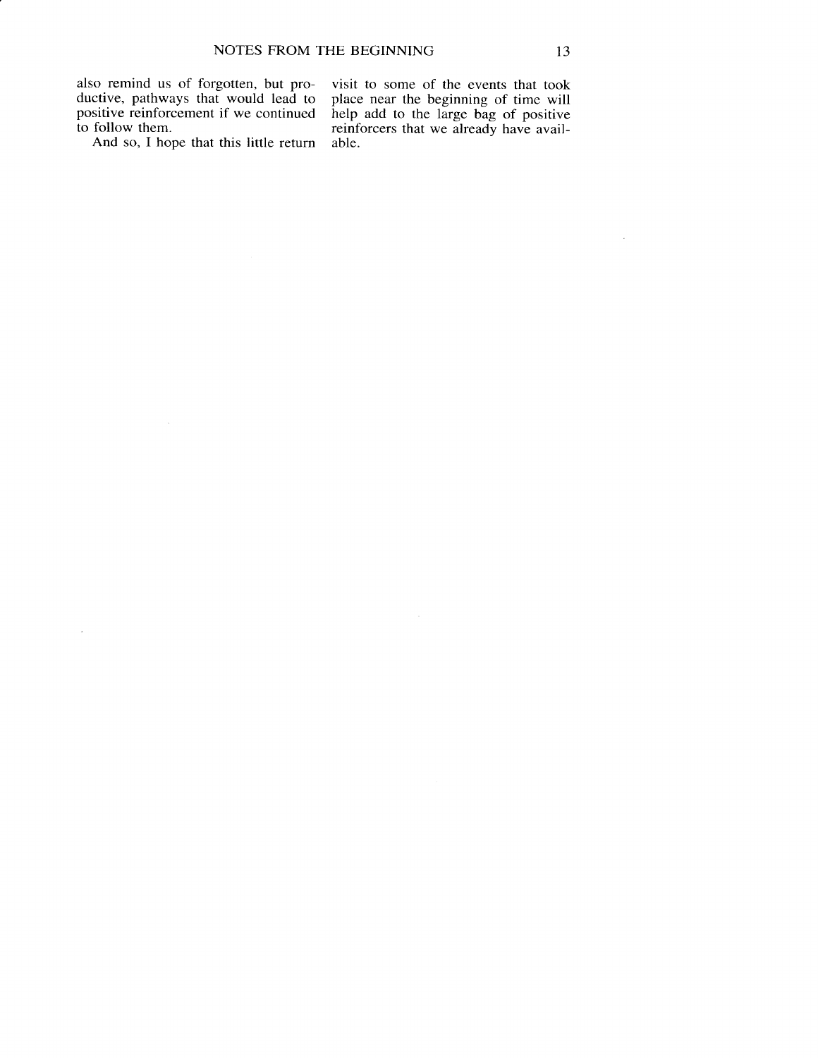also remind us of forgotten, but productive, pathways that would lead to positive reinforcement if we continued to follow them.

And so, I hope that this little return visit to some of the events that took place near the beginning of time will help add to the large bag of positive reinforcers that we already have available.